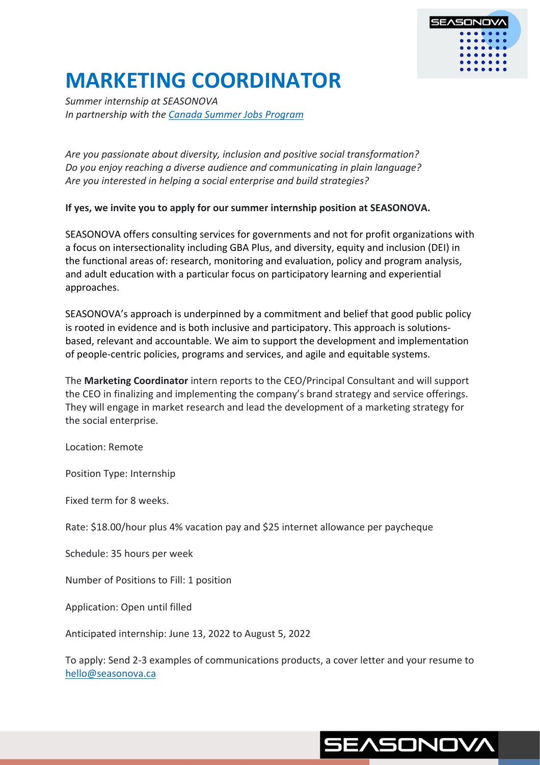# MARKETING COORDINATOR

*Summer internship at SEASONOVA*
*In partnership with the Canada Summer Jobs Program*

*Are you passionate about diversity, inclusion and positive social transformation?*
*Do you enjoy reaching a diverse audience and communicating in plain language?*
*Are you interested in helping a social enterprise and build strategies?*

**If yes, we invite you to apply for our summer internship position at SEASONOVA.**

SEASONOVA offers consulting services for governments and not for profit organizations with a focus on intersectionality including GBA Plus, and diversity, equity and inclusion (DEI) in the functional areas of: research, monitoring and evaluation, policy and program analysis, and adult education with a particular focus on participatory learning and experiential approaches.

SEASONOVA's approach is underpinned by a commitment and belief that good public policy is rooted in evidence and is both inclusive and participatory. This approach is solutions-based, relevant and accountable. We aim to support the development and implementation of people-centric policies, programs and services, and agile and equitable systems.

The **Marketing Coordinator** intern reports to the CEO/Principal Consultant and will support the CEO in finalizing and implementing the company's brand strategy and service offerings. They will engage in market research and lead the development of a marketing strategy for the social enterprise.

Location: Remote

Position Type: Internship

Fixed term for 8 weeks.

Rate: $18.00/hour plus 4% vacation pay and $25 internet allowance per paycheque

Schedule: 35 hours per week

Number of Positions to Fill: 1 position

Application: Open until filled

Anticipated internship: June 13, 2022 to August 5, 2022

To apply: Send 2-3 examples of communications products, a cover letter and your resume to hello@seasonova.ca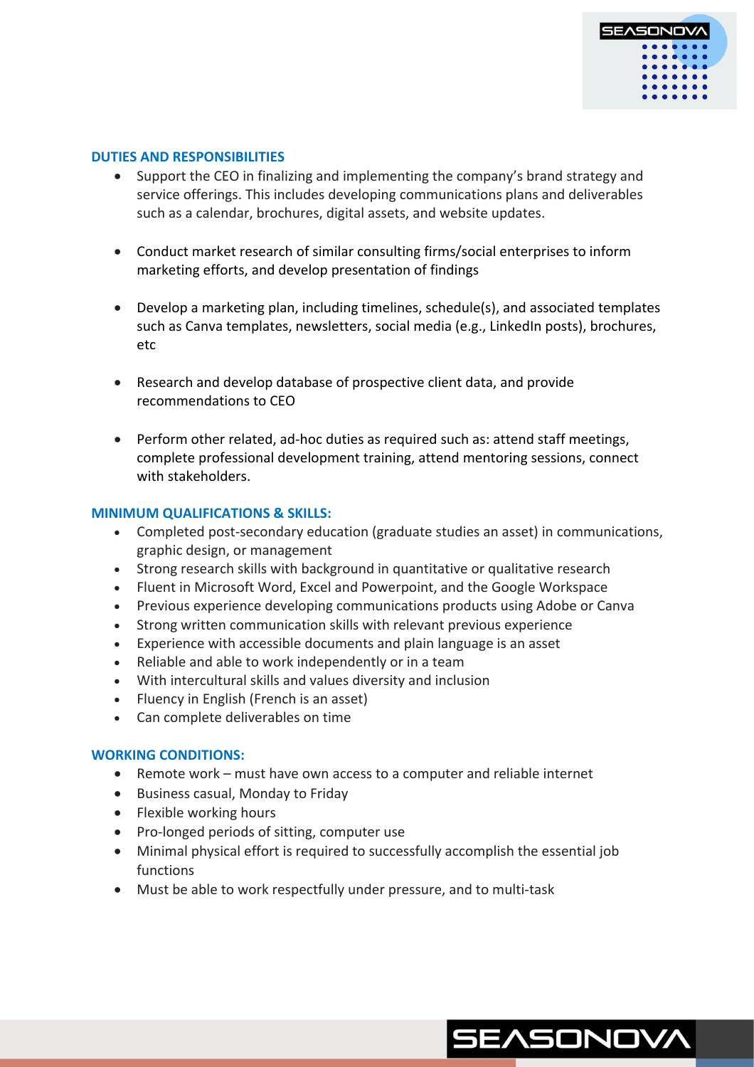## DUTIES AND RESPONSIBILITIES

- Support the CEO in finalizing and implementing the company's brand strategy and service offerings. This includes developing communications plans and deliverables such as a calendar, brochures, digital assets, and website updates.

- Conduct market research of similar consulting firms/social enterprises to inform marketing efforts, and develop presentation of findings

- Develop a marketing plan, including timelines, schedule(s), and associated templates such as Canva templates, newsletters, social media (e.g., LinkedIn posts), brochures, etc

- Research and develop database of prospective client data, and provide recommendations to CEO

- Perform other related, ad-hoc duties as required such as: attend staff meetings, complete professional development training, attend mentoring sessions, connect with stakeholders.

## MINIMUM QUALIFICATIONS & SKILLS:

- Completed post-secondary education (graduate studies an asset) in communications, graphic design, or management
- Strong research skills with background in quantitative or qualitative research
- Fluent in Microsoft Word, Excel and Powerpoint, and the Google Workspace
- Previous experience developing communications products using Adobe or Canva
- Strong written communication skills with relevant previous experience
- Experience with accessible documents and plain language is an asset
- Reliable and able to work independently or in a team
- With intercultural skills and values diversity and inclusion
- Fluency in English (French is an asset)
- Can complete deliverables on time

## WORKING CONDITIONS:

- Remote work – must have own access to a computer and reliable internet
- Business casual, Monday to Friday
- Flexible working hours
- Pro-longed periods of sitting, computer use
- Minimal physical effort is required to successfully accomplish the essential job functions
- Must be able to work respectfully under pressure, and to multi-task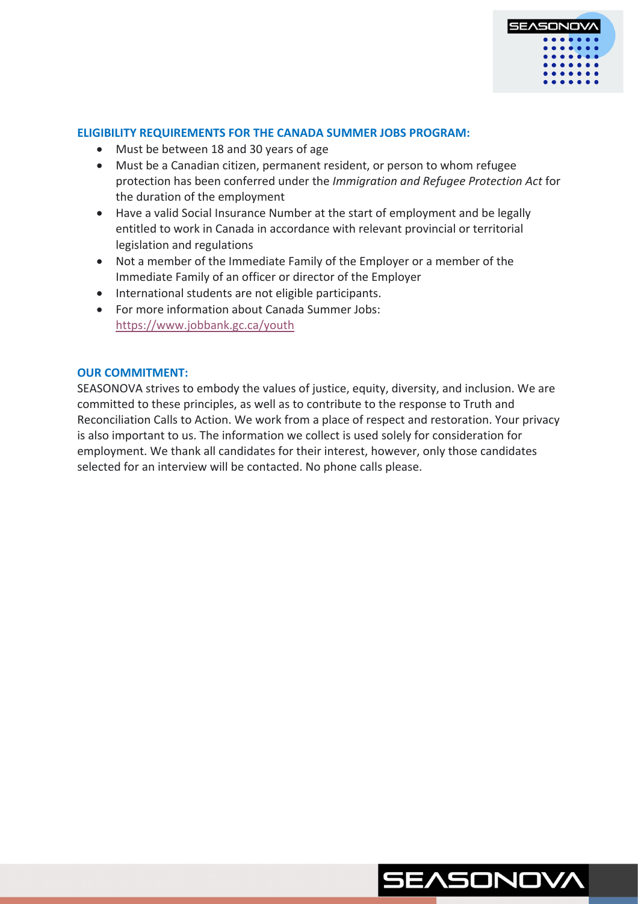## ELIGIBILITY REQUIREMENTS FOR THE CANADA SUMMER JOBS PROGRAM:

- Must be between 18 and 30 years of age
- Must be a Canadian citizen, permanent resident, or person to whom refugee protection has been conferred under the *Immigration and Refugee Protection Act* for the duration of the employment
- Have a valid Social Insurance Number at the start of employment and be legally entitled to work in Canada in accordance with relevant provincial or territorial legislation and regulations
- Not a member of the Immediate Family of the Employer or a member of the Immediate Family of an officer or director of the Employer
- International students are not eligible participants.
- For more information about Canada Summer Jobs: https://www.jobbank.gc.ca/youth

## OUR COMMITMENT:

SEASONOVA strives to embody the values of justice, equity, diversity, and inclusion. We are committed to these principles, as well as to contribute to the response to Truth and Reconciliation Calls to Action. We work from a place of respect and restoration. Your privacy is also important to us. The information we collect is used solely for consideration for employment. We thank all candidates for their interest, however, only those candidates selected for an interview will be contacted. No phone calls please.